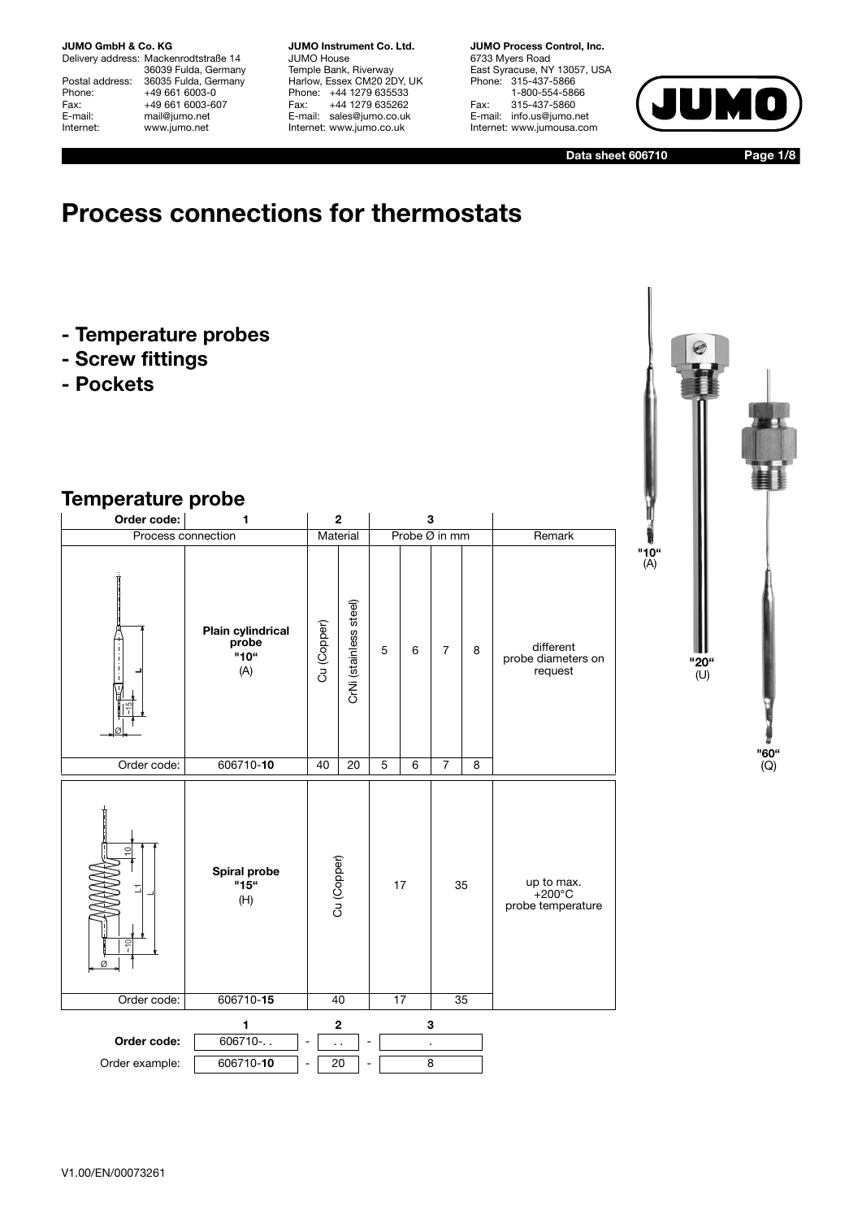**JUMO GmbH & Co. KG**
Delivery address: Mackenrodtstraße 14
36039 Fulda, Germany
Postal address: 36035 Fulda, Germany
Phone: +49 661 6003-0
Fax: +49 661 6003-607
E-mail: mail@jumo.net
Internet: www.jumo.net

**JUMO Instrument Co. Ltd.**
JUMO House
Temple Bank, Riverway
Harlow, Essex CM20 2DY, UK
Phone: +44 1279 635533
Fax: +44 1279 635262
E-mail: sales@jumo.co.uk
Internet: www.jumo.co.uk

**JUMO Process Control, Inc.**
6733 Myers Road
East Syracuse, NY 13057, USA
Phone: 315-437-5866
1-800-554-5866
Fax: 315-437-5860
E-mail: info.us@jumo.net
Internet: www.jumousa.com

**Data sheet 606710**

# Process connections for thermostats

- Temperature probes
- Screw fittings
- Pockets

"10" (A)

"20" (U)

"60" (Q)

## Temperature probe

| Order code: | 1 | 2 | | 3 | | | | |
|---|---|---|---|---|---|---|---|---|
| Process connection | | Material | | Probe Ø in mm | | | | Remark |
| | **Plain cylindrical probe "10"** (A) | Cu (Copper) | CrNi (stainless steel) | 5 | 6 | 7 | 8 | different probe diameters on request |
| Order code: | 606710-**10** | 40 | 20 | 5 | 6 | 7 | 8 | |
| | **Spiral probe "15"** (H) | Cu (Copper) | | 17 | | 35 | | up to max. +200°C probe temperature |
| Order code: | 606710-**15** | 40 | | 17 | | 35 | | |

| | 1 | | 2 | | 3 |
|---|---|---|---|---|---|
| **Order code:** | 606710-. . | - | . . | - | . |
| Order example: | 606710-**10** | - | 20 | - | 8 |

V1.00/EN/00073261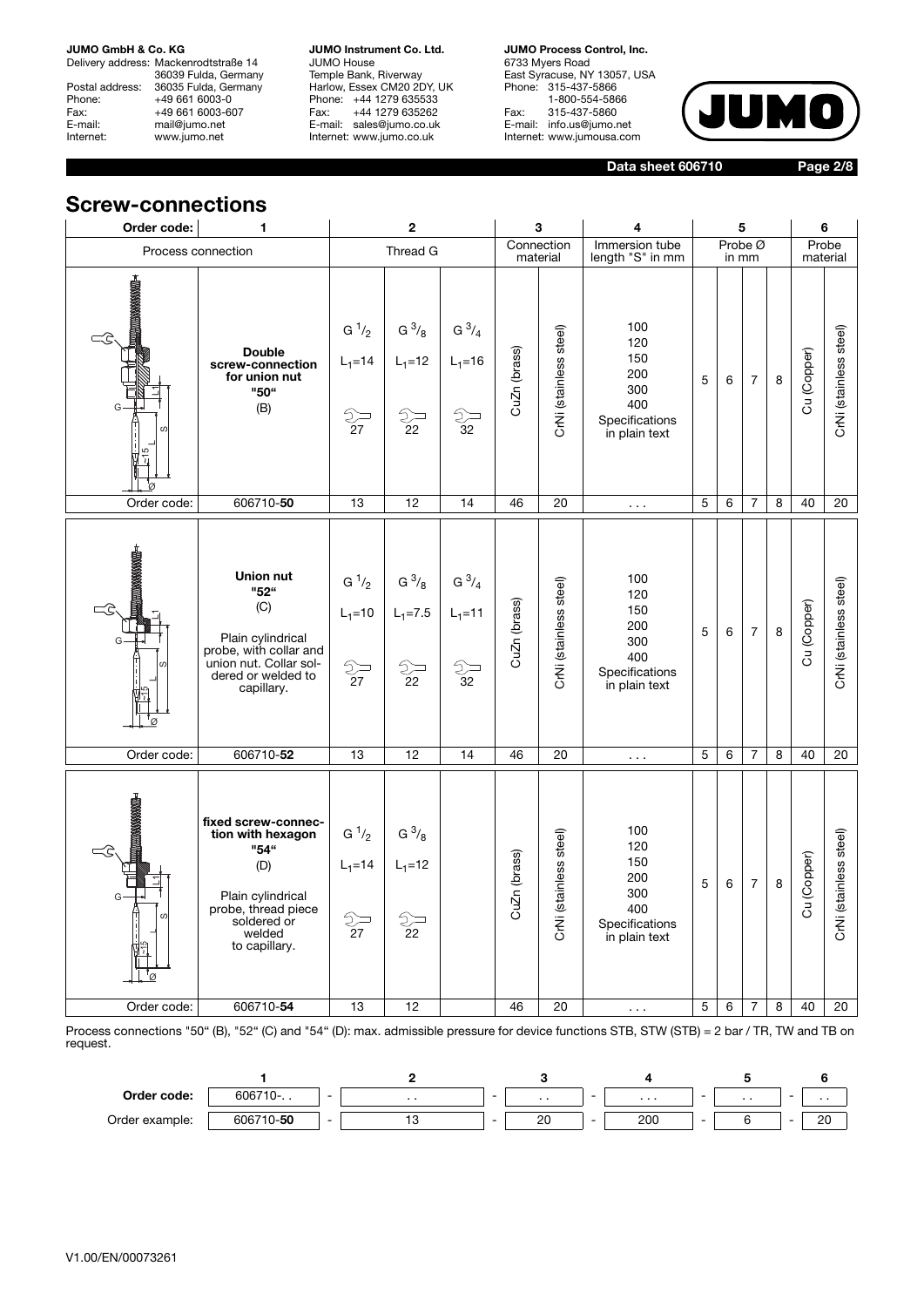# Screw-connections

| Order code: | 1 | 2 | | | 3 | | 4 | 5 | | | | 6 | |
|---|---|---|---|---|---|---|---|---|---|---|---|---|---|
| Process connection | | Thread G | | | Connection material | | Immersion tube length "S" in mm | Probe Ø in mm | | | | Probe material | |
| | **Double screw-connection for union nut "50"** (B) | $G\,^1/_2$ $L_1$=14 27 | $G\,^3/_8$ $L_1$=12 22 | $G\,^3/_4$ $L_1$=16 32 | CuZn (brass) | CrNi (stainless steel) | 100 120 150 200 300 400 Specifications in plain text | 5 | 6 | 7 | 8 | Cu (Copper) | CrNi (stainless steel) |
| Order code: | 606710-**50** | 13 | 12 | 14 | 46 | 20 | . . . | 5 | 6 | 7 | 8 | 40 | 20 |
| | **Union nut "52"** (C) Plain cylindrical probe, with collar and union nut. Collar soldered or welded to capillary. | $G\,^1/_2$ $L_1$=10 27 | $G\,^3/_8$ $L_1$=7.5 22 | $G\,^3/_4$ $L_1$=11 32 | CuZn (brass) | CrNi (stainless steel) | 100 120 150 200 300 400 Specifications in plain text | 5 | 6 | 7 | 8 | Cu (Copper) | CrNi (stainless steel) |
| Order code: | 606710-**52** | 13 | 12 | 14 | 46 | 20 | . . . | 5 | 6 | 7 | 8 | 40 | 20 |
| | **fixed screw-connection with hexagon "54"** (D) Plain cylindrical probe, thread piece soldered or welded to capillary. | $G\,^1/_2$ $L_1$=14 27 | $G\,^3/_8$ $L_1$=12 22 | | CuZn (brass) | CrNi (stainless steel) | 100 120 150 200 300 400 Specifications in plain text | 5 | 6 | 7 | 8 | Cu (Copper) | CrNi (stainless steel) |
| Order code: | 606710-**54** | 13 | 12 | | 46 | 20 | . . . | 5 | 6 | 7 | 8 | 40 | 20 |

Process connections "50" (B), "52" (C) and "54" (D): max. admissible pressure for device functions STB, STW (STB) = 2 bar / TR, TW and TB on request.

| | 1 | 2 | 3 | 4 | 5 | 6 |
|---|---|---|---|---|---|---|
| **Order code:** | 606710-. . | - . . | - . . | - . . . | - . . | - . . |
| Order example: | 606710-**50** | - 13 | - 20 | - 200 | - 6 | - 20 |

V1.00/EN/00073261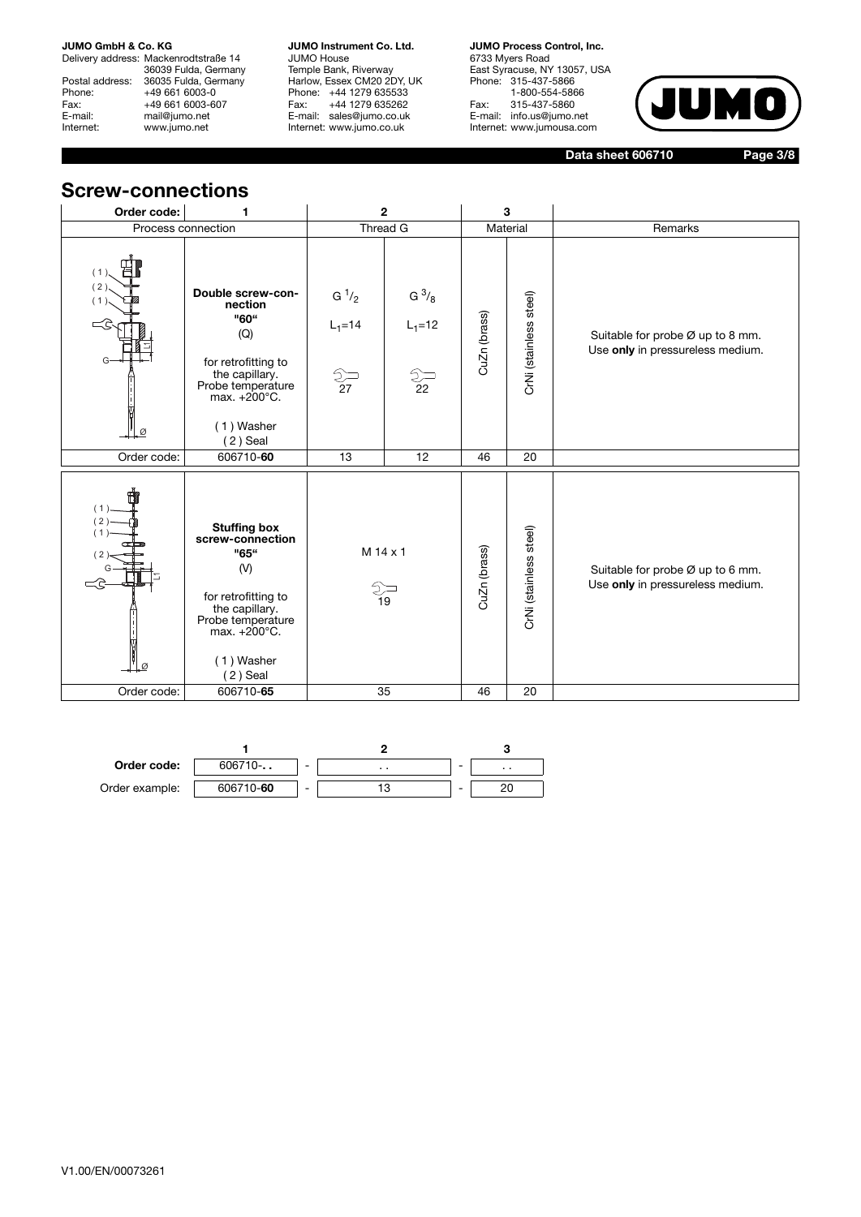# Screw-connections

| Order code: | 1 | 2 | | 3 | | |
|---|---|---|---|---|---|---|
| Process connection | | Thread G | | Material | | Remarks |
| (1) (2) (1) G L1 Ø | **Double screw-connection "60"** (Q) for retrofitting to the capillary. Probe temperature max. +200°C. (1) Washer (2) Seal | G $^1/_2$ $L_1$=14 27 | G $^3/_8$ $L_1$=12 22 | CuZn (brass) | CrNi (stainless steel) | Suitable for probe Ø up to 8 mm. Use **only** in pressureless medium. |
| Order code: | 606710-**60** | 13 | 12 | 46 | 20 | |
| (1) (2) (1) (2) G L1 Ø | **Stuffing box screw-connection "65"** (V) for retrofitting to the capillary. Probe temperature max. +200°C. (1) Washer (2) Seal | M 14 x 1 19 | | CuZn (brass) | CrNi (stainless steel) | Suitable for probe Ø up to 6 mm. Use **only** in pressureless medium. |
| Order code: | 606710-**65** | 35 | | 46 | 20 | |

| | 1 | | 2 | | 3 |
|---|---|---|---|---|---|
| **Order code:** | 606710-**. .** | - | . . | - | . . |
| Order example: | 606710-**60** | - | 13 | - | 20 |

V1.00/EN/00073261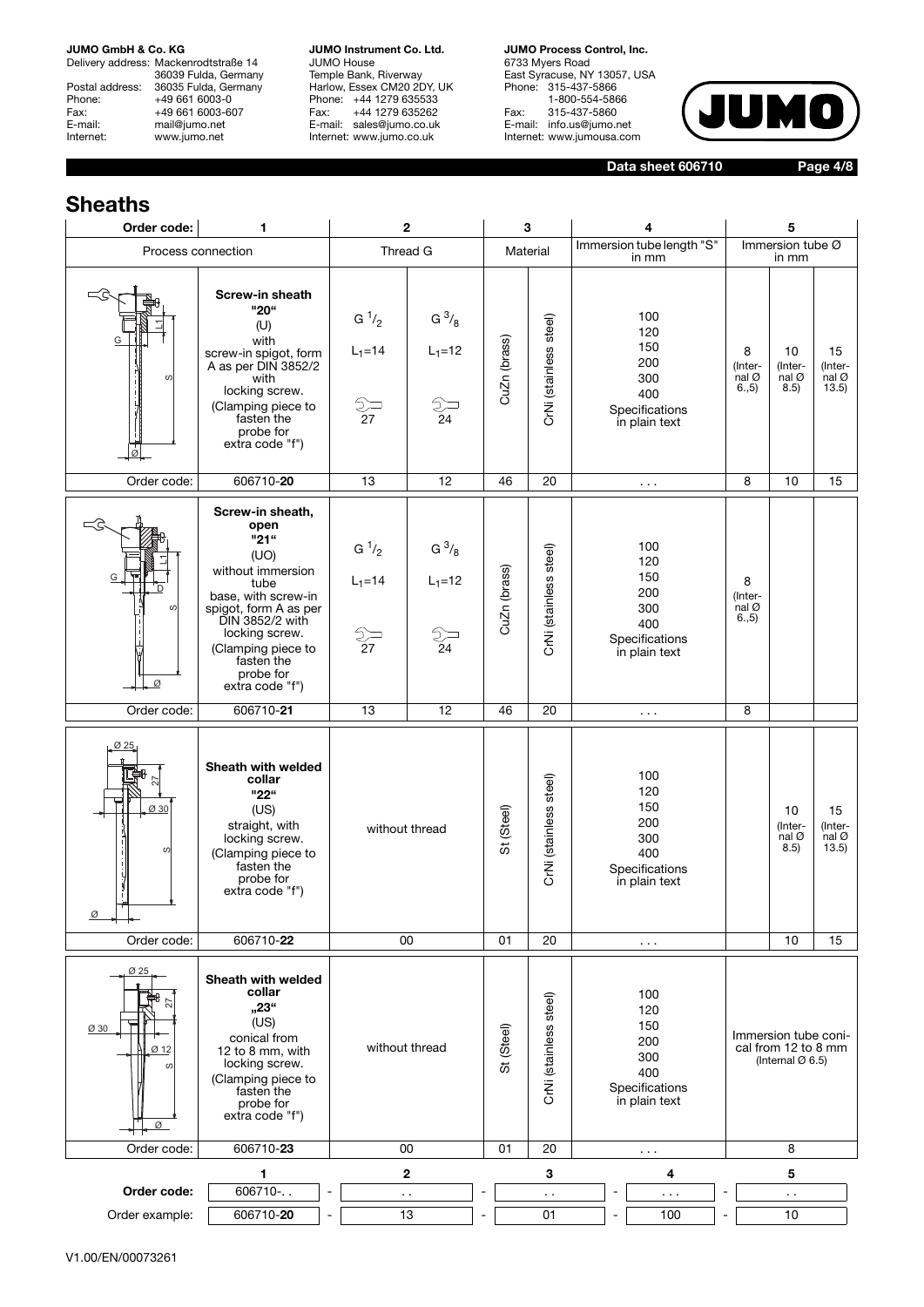# Sheaths

| Order code: | 1 | 2 | | 3 | | 4 | 5 | | |
|---|---|---|---|---|---|---|---|---|---|
| Process connection | | Thread G | | Material | | Immersion tube length "S" in mm | Immersion tube Ø in mm | | |
| | **Screw-in sheath "20"** (U) with screw-in spigot, form A as per DIN 3852/2 with locking screw. (Clamping piece to fasten the probe for extra code "f") | G 1/2 $L_1$=14 27 | G 3/8 $L_1$=12 24 | CuZn (brass) | CrNi (stainless steel) | 100 120 150 200 300 400 Specifications in plain text | 8 (Internal Ø 6.,5) | 10 (Internal Ø 8.5) | 15 (Internal Ø 13.5) |
| Order code: | 606710-**20** | 13 | 12 | 46 | 20 | . . . | 8 | 10 | 15 |
| | **Screw-in sheath, open "21"** (UO) without immersion tube base, with screw-in spigot, form A as per DIN 3852/2 with locking screw. (Clamping piece to fasten the probe for extra code "f") | G 1/2 $L_1$=14 27 | G 3/8 $L_1$=12 24 | CuZn (brass) | CrNi (stainless steel) | 100 120 150 200 300 400 Specifications in plain text | 8 (Internal Ø 6.,5) | | |
| Order code: | 606710-**21** | 13 | 12 | 46 | 20 | . . . | 8 | | |
| | **Sheath with welded collar "22"** (US) straight, with locking screw. (Clamping piece to fasten the probe for extra code "f") | without thread | | St (Steel) | CrNi (stainless steel) | 100 120 150 200 300 400 Specifications in plain text | | 10 (Internal Ø 8.5) | 15 (Internal Ø 13.5) |
| Order code: | 606710-**22** | 00 | | 01 | 20 | . . . | | 10 | 15 |
| | **Sheath with welded collar „23"** (US) conical from 12 to 8 mm, with locking screw. (Clamping piece to fasten the probe for extra code "f") | without thread | | St (Steel) | CrNi (stainless steel) | 100 120 150 200 300 400 Specifications in plain text | Immersion tube conical from 12 to 8 mm (Internal Ø 6.5) | | |
| Order code: | 606710-**23** | 00 | | 01 | 20 | . . . | 8 | | |

| | 1 | | 2 | | 3 | | 4 | | 5 |
|---|---|---|---|---|---|---|---|---|---|
| **Order code:** | 606710-. . | - | . . | - | . . | - | . . . | - | . . |
| Order example: | 606710-**20** | - | 13 | - | 01 | - | 100 | - | 10 |

V1.00/EN/00073261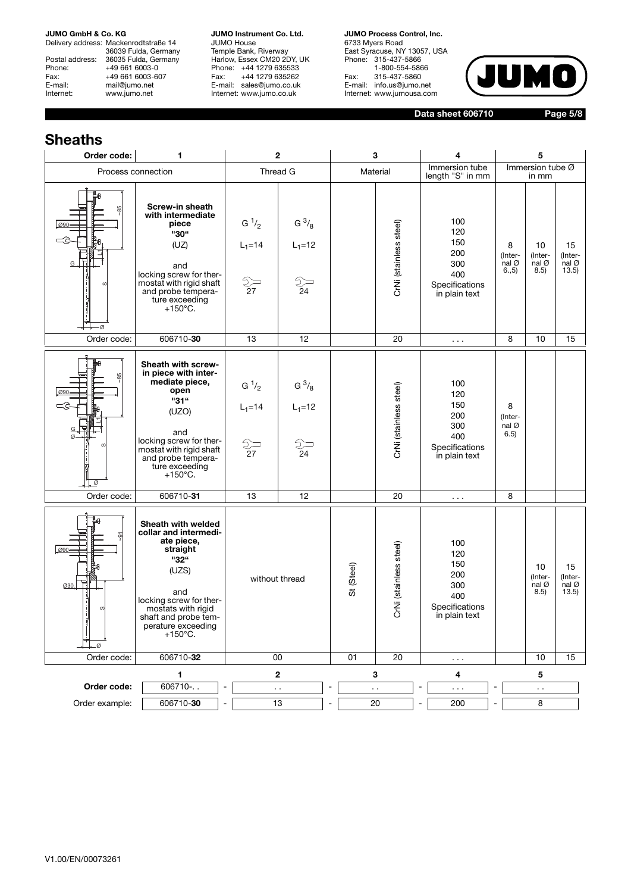## Sheaths

| Order code: | 1 | 2 | | 3 | | 4 | 5 | | |
|---|---|---|---|---|---|---|---|---|---|
| Process connection | | Thread G | | Material | | Immersion tube length "S" in mm | Immersion tube Ø in mm | | |
| | **Screw-in sheath with intermediate piece "30"** (UZ) and locking screw for thermostat with rigid shaft and probe temperature exceeding +150°C. | G 1/2 $L_1$=14 27 | G 3/8 $L_1$=12 24 | | CrNi (stainless steel) | 100 120 150 200 300 400 Specifications in plain text | 8 (Internal Ø 6.,5) | 10 (Internal Ø 8.5) | 15 (Internal Ø 13.5) |
| Order code: | 606710-**30** | 13 | 12 | | 20 | . . . | 8 | 10 | 15 |
| | **Sheath with screw-in piece with intermediate piece, open "31"** (UZO) and locking screw for thermostat with rigid shaft and probe temperature exceeding +150°C. | G 1/2 $L_1$=14 27 | G 3/8 $L_1$=12 24 | | CrNi (stainless steel) | 100 120 150 200 300 400 Specifications in plain text | 8 (Internal Ø 6.5) | | |
| Order code: | 606710-**31** | 13 | 12 | | 20 | . . . | 8 | | |
| | **Sheath with welded collar and intermediate piece, straight "32"** (UZS) and locking screw for thermostats with rigid shaft and probe temperature exceeding +150°C. | without thread | | St (Steel) | CrNi (stainless steel) | 100 120 150 200 300 400 Specifications in plain text | | 10 (Internal Ø 8.5) | 15 (Internal Ø 13.5) |
| Order code: | 606710-**32** | 00 | | 01 | 20 | . . . | | 10 | 15 |

| | 1 | 2 | 3 | 4 | 5 |
|---|---|---|---|---|---|
| **Order code:** | 606710-. . | - . . | - . . | - . . . | - . . |
| Order example: | 606710-**30** | - 13 | - 20 | - 200 | - 8 |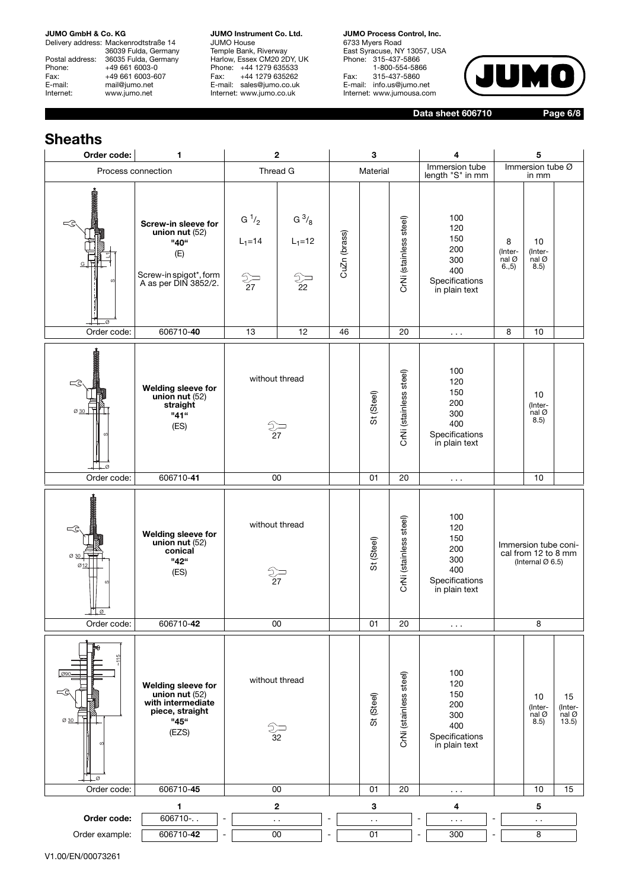# Sheaths

| Order code: | 1 | 2 | | 3 | | | 4 | 5 | | |
|---|---|---|---|---|---|---|---|---|---|---|
| | Process connection | Thread G | | Material | | | Immersion tube length "S" in mm | Immersion tube Ø in mm | | |
| | **Screw-in sleeve for union nut** (52) **"40"** (E) Screw-in spigot*, form A as per DIN 3852/2. | G $^1/_2$ $L_1$=14 SW 27 | G $^3/_8$ $L_1$=12 SW 22 | CuZn (brass) | | CrNi (stainless steel) | 100 120 150 200 300 400 Specifications in plain text | 8 (Internal Ø 6.,5) | 10 (Internal Ø 8.5) | |
| Order code: | 606710-**40** | 13 | 12 | 46 | | 20 | . . . | 8 | 10 | |
| | **Welding sleeve for union nut** (52) **straight "41"** (ES) | without thread SW 27 | | | St (Steel) | CrNi (stainless steel) | 100 120 150 200 300 400 Specifications in plain text | | 10 (Internal Ø 8.5) | |
| Order code: | 606710-**41** | 00 | | | 01 | 20 | . . . | | 10 | |
| | **Welding sleeve for union nut** (52) **conical "42"** (ES) | without thread SW 27 | | | St (Steel) | CrNi (stainless steel) | 100 120 150 200 300 400 Specifications in plain text | Immersion tube conical from 12 to 8 mm (Internal Ø 6.5) | | |
| Order code: | 606710-**42** | 00 | | | 01 | 20 | . . . | 8 | | |
| | **Welding sleeve for union nut** (52) **with intermediate piece, straight "45"** (EZS) | without thread SW 32 | | | St (Steel) | CrNi (stainless steel) | 100 120 150 200 300 400 Specifications in plain text | | 10 (Internal Ø 8.5) | 15 (Internal Ø 13.5) |
| Order code: | 606710-**45** | 00 | | | 01 | 20 | . . . | | 10 | 15 |

| | 1 | | 2 | | 3 | | 4 | | 5 |
|---|---|---|---|---|---|---|---|---|---|
| **Order code:** | 606710-. . | - | . . | - | . . | - | . . . | - | . . |
| Order example: | 606710-**42** | - | 00 | - | 01 | - | 300 | - | 8 |

V1.00/EN/00073261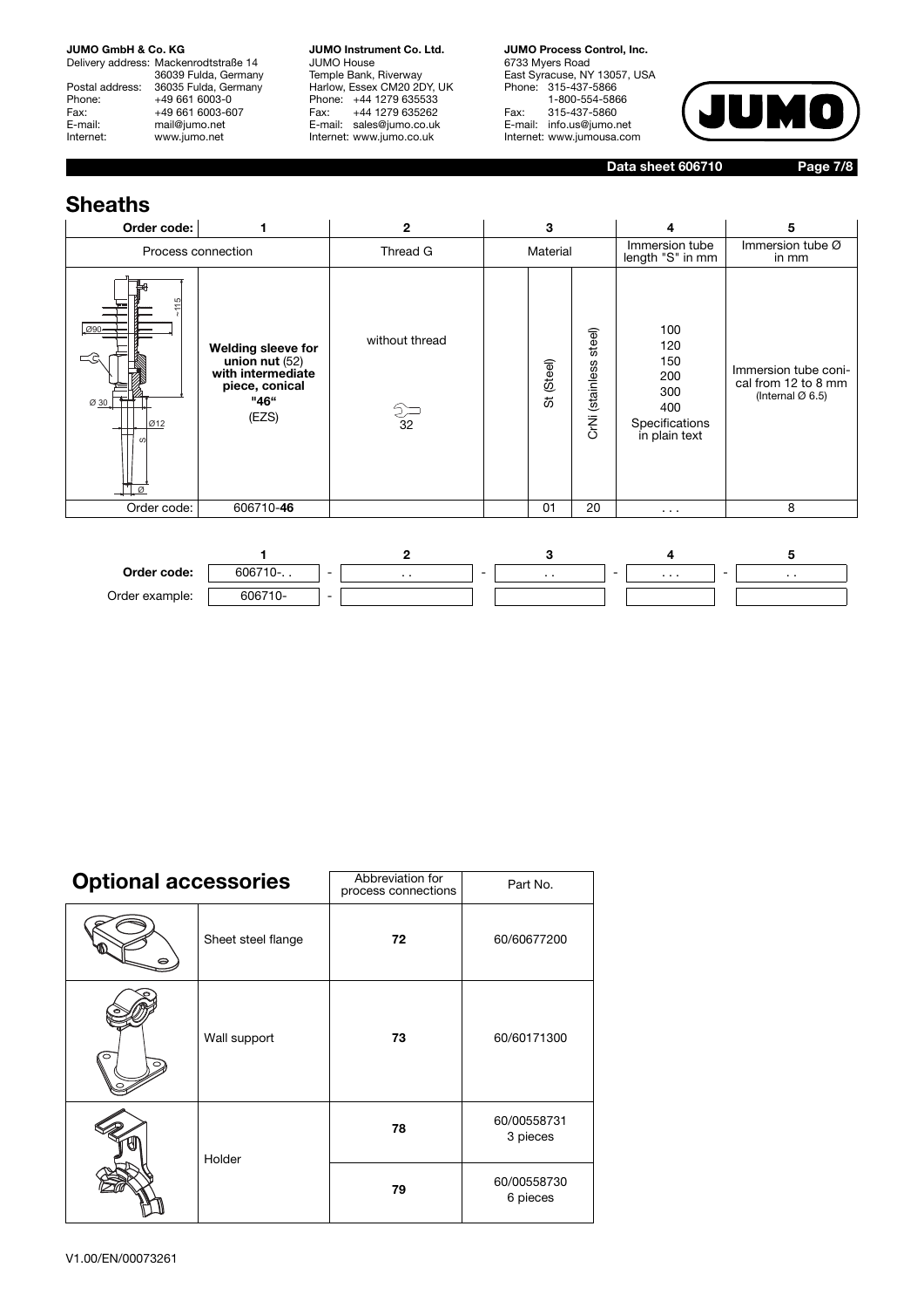## Sheaths

| Order code: | 1 | 2 | 3 | | | 4 | 5 |
|---|---|---|---|---|---|---|---|
| Process connection | | Thread G | Material | | | Immersion tube length "S" in mm | Immersion tube Ø in mm |
| | **Welding sleeve for union nut** (52) **with intermediate piece, conical "46"** (EZS) | without thread 32 | | St (Steel) | CrNi (stainless steel) | 100<br>120<br>150<br>200<br>300<br>400<br>Specifications in plain text | Immersion tube conical from 12 to 8 mm (Internal Ø 6.5) |
| Order code: | 606710-**46** | | | 01 | 20 | . . . | 8 |

| | 1 | | 2 | | 3 | | 4 | | 5 |
|---|---|---|---|---|---|---|---|---|---|
| **Order code:** | 606710-. . | - | . . | - | . . | - | . . . | - | . . |
| Order example: | 606710- | - | | | | | | | |

## Optional accessories

| | | Abbreviation for process connections | Part No. |
|---|---|---|---|
| | Sheet steel flange | **72** | 60/60677200 |
| | Wall support | **73** | 60/60171300 |
| | Holder | **78** | 60/00558731 3 pieces |
| | | **79** | 60/00558730 6 pieces |

V1.00/EN/00073261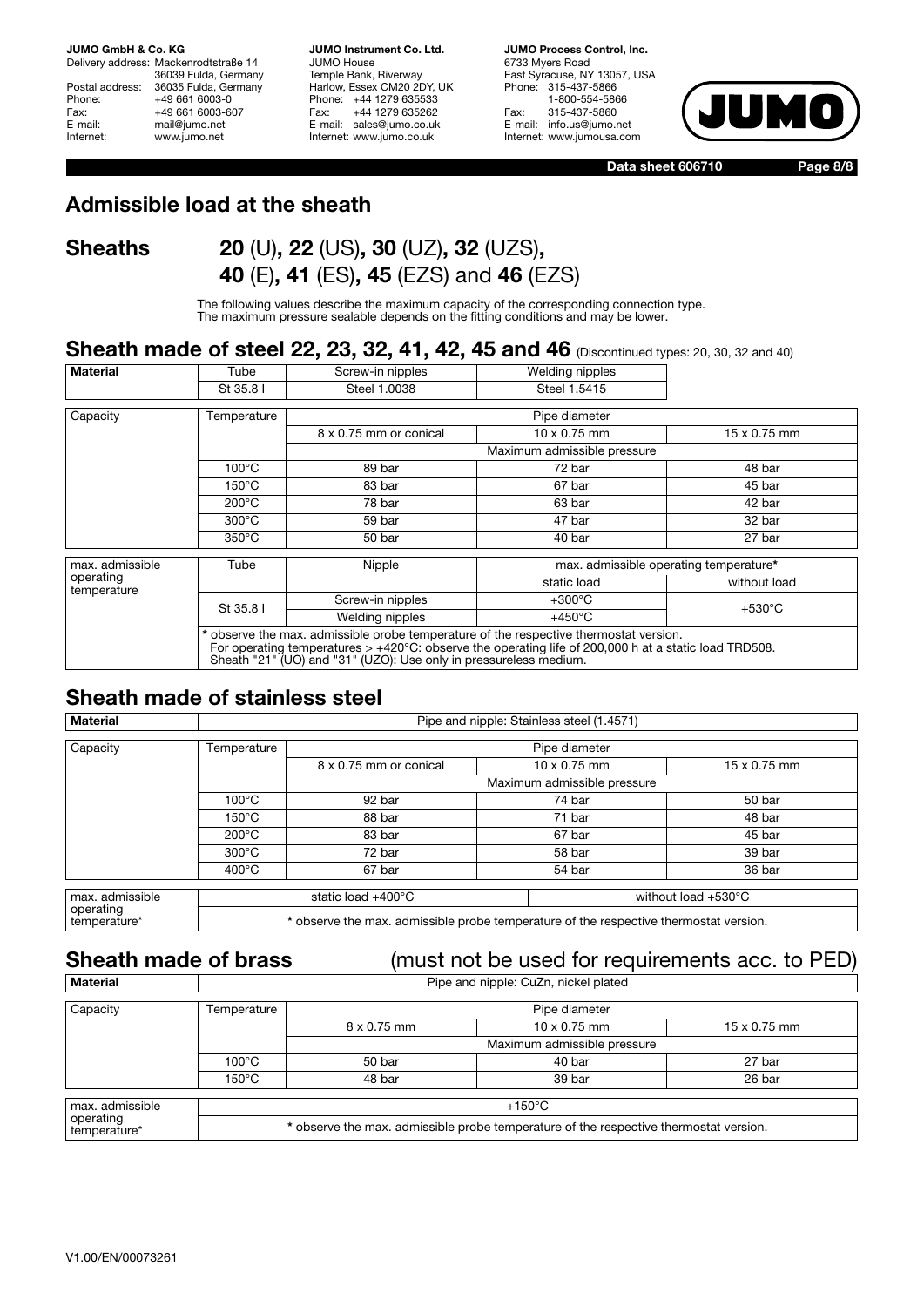# Admissible load at the sheath

## Sheaths **20** (U), **22** (US), **30** (UZ), **32** (UZS), **40** (E), **41** (ES), **45** (EZS) and **46** (EZS)

The following values describe the maximum capacity of the corresponding connection type.
The maximum pressure sealable depends on the fitting conditions and may be lower.

## Sheath made of steel 22, 23, 32, 41, 42, 45 and 46 (Discontinued types: 20, 30, 32 and 40)

| **Material** | Tube | Screw-in nipples | Welding nipples | |
|---|---|---|---|---|
| | St 35.8 I | Steel 1.0038 | Steel 1.5415 | |

| Capacity | Temperature | Pipe diameter | | |
|---|---|---|---|---|
| | | 8 x 0.75 mm or conical | 10 x 0.75 mm | 15 x 0.75 mm |
| | | Maximum admissible pressure | | |
| | 100°C | 89 bar | 72 bar | 48 bar |
| | 150°C | 83 bar | 67 bar | 45 bar |
| | 200°C | 78 bar | 63 bar | 42 bar |
| | 300°C | 59 bar | 47 bar | 32 bar |
| | 350°C | 50 bar | 40 bar | 27 bar |

| max. admissible operating temperature | Tube | Nipple | max. admissible operating temperature* | |
|---|---|---|---|---|
| | | | static load | without load |
| | St 35.8 I | Screw-in nipples | +300°C | +530°C |
| | | Welding nipples | +450°C | |
| | * observe the max. admissible probe temperature of the respective thermostat version. For operating temperatures > +420°C: observe the operating life of 200,000 h at a static load TRD508. Sheath "21" (UO) and "31" (UZO): Use only in pressureless medium. | | | |

## Sheath made of stainless steel

| **Material** | Pipe and nipple: Stainless steel (1.4571) | | | |
|---|---|---|---|---|
| Capacity | Temperature | Pipe diameter | | |
| | | 8 x 0.75 mm or conical | 10 x 0.75 mm | 15 x 0.75 mm |
| | | Maximum admissible pressure | | |
| | 100°C | 92 bar | 74 bar | 50 bar |
| | 150°C | 88 bar | 71 bar | 48 bar |
| | 200°C | 83 bar | 67 bar | 45 bar |
| | 300°C | 72 bar | 58 bar | 39 bar |
| | 400°C | 67 bar | 54 bar | 36 bar |

| max. admissible operating temperature* | static load +400°C | without load +530°C |
|---|---|---|
| | * observe the max. admissible probe temperature of the respective thermostat version. | |

## Sheath made of brass (must not be used for requirements acc. to PED)

| **Material** | Pipe and nipple: CuZn, nickel plated | | | |
|---|---|---|---|---|
| Capacity | Temperature | Pipe diameter | | |
| | | 8 x 0.75 mm | 10 x 0.75 mm | 15 x 0.75 mm |
| | | Maximum admissible pressure | | |
| | 100°C | 50 bar | 40 bar | 27 bar |
| | 150°C | 48 bar | 39 bar | 26 bar |

| max. admissible operating temperature* | +150°C |
|---|---|
| | * observe the max. admissible probe temperature of the respective thermostat version. |

V1.00/EN/00073261